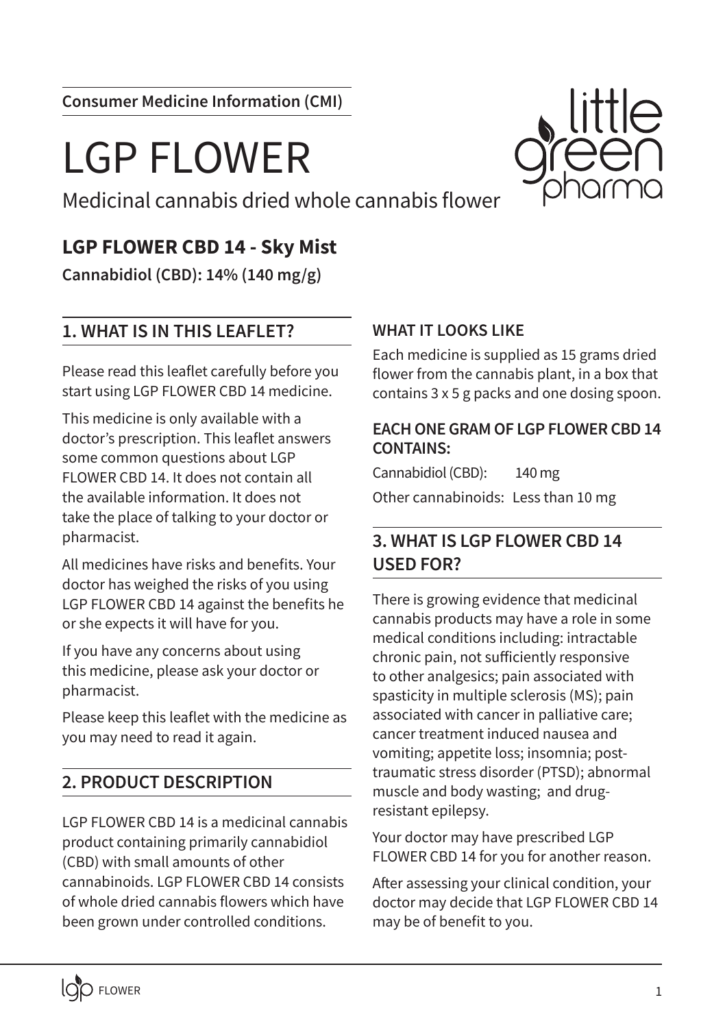Consumer Medicine Information (CMI)

# LGP FLOWER

Medicinal cannabis dried whole cannabis flower

## LGP FLOWER CBD 14 - Sky Mist

**Cannabidiol (CBD): 14% (140 mg/g)**

## 1. WHAT IS IN THIS LEAFLET?

Please read this leaflet carefully before you start using LGP FLOWER CBD 14 medicine.

This medicine is only available with a doctor's prescription. This leaflet answers some common questions about LGP FLOWER CBD 14. It does not contain all the available information. It does not take the place of talking to your doctor or pharmacist.

All medicines have risks and benefits. Your doctor has weighed the risks of you using LGP FLOWER CBD 14 against the benefits he or she expects it will have for you.

If you have any concerns about using this medicine, please ask your doctor or pharmacist.

Please keep this leaflet with the medicine as you may need to read it again.

## 2. PRODUCT DESCRIPTION

LGP FLOWER CBD 14 is a medicinal cannabis product containing primarily cannabidiol (CBD) with small amounts of other cannabinoids. LGP FLOWER CBD 14 consists of whole dried cannabis flowers which have been grown under controlled conditions.

### WHAT IT LOOKS LIKE

Each medicine is supplied as 15 grams dried flower from the cannabis plant, in a box that contains 3 x 5 g packs and one dosing spoon.

### EACH ONE GRAM OF LGP FLOWER CBD 14 CONTAINS:

Cannabidiol (CBD): 140 mg

Other cannabinoids: Less than 10 mg

## 3. WHAT IS LGP FLOWER CBD 14 USED FOR?

There is growing evidence that medicinal cannabis products may have a role in some medical conditions including: intractable chronic pain, not sufficiently responsive to other analgesics; pain associated with spasticity in multiple sclerosis (MS); pain associated with cancer in palliative care; cancer treatment induced nausea and vomiting; appetite loss; insomnia; post-traumatic stress disorder (PTSD); abnormal muscle and body wasting; and drug-resistant epilepsy.

Your doctor may have prescribed LGP FLOWER CBD 14 for you for another reason.

After assessing your clinical condition, your doctor may decide that LGP FLOWER CBD 14 may be of benefit to you.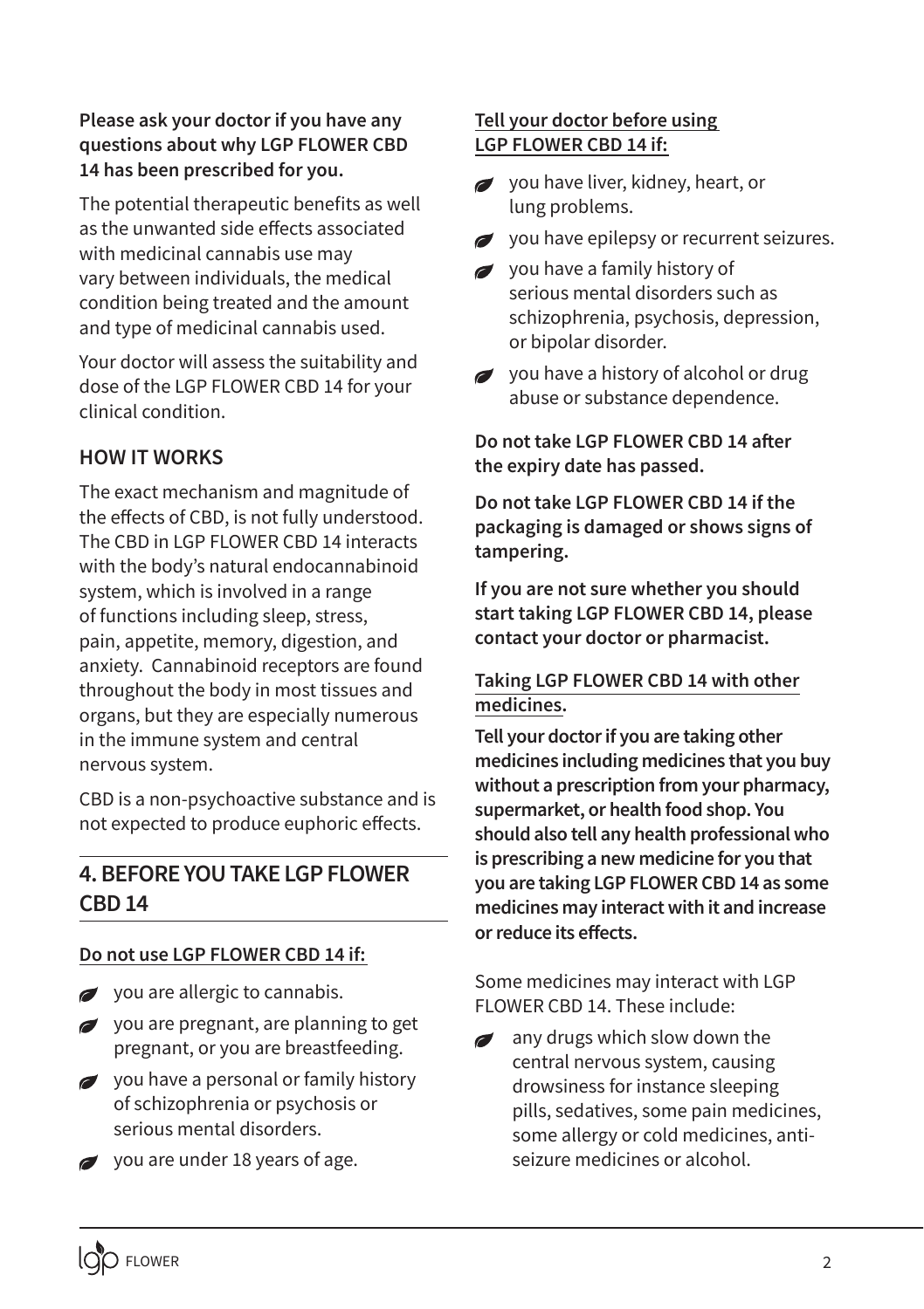**Please ask your doctor if you have any questions about why LGP FLOWER CBD 14 has been prescribed for you.**

The potential therapeutic benefits as well as the unwanted side effects associated with medicinal cannabis use may vary between individuals, the medical condition being treated and the amount and type of medicinal cannabis used.

Your doctor will assess the suitability and dose of the LGP FLOWER CBD 14 for your clinical condition.

### HOW IT WORKS

The exact mechanism and magnitude of the effects of CBD, is not fully understood. The CBD in LGP FLOWER CBD 14 interacts with the body's natural endocannabinoid system, which is involved in a range of functions including sleep, stress, pain, appetite, memory, digestion, and anxiety. Cannabinoid receptors are found throughout the body in most tissues and organs, but they are especially numerous in the immune system and central nervous system.

CBD is a non-psychoactive substance and is not expected to produce euphoric effects.

## 4. BEFORE YOU TAKE LGP FLOWER CBD 14

**Do not use LGP FLOWER CBD 14 if:**

- you are allergic to cannabis.
- you are pregnant, are planning to get pregnant, or you are breastfeeding.
- you have a personal or family history of schizophrenia or psychosis or serious mental disorders.
- you are under 18 years of age.

**Tell your doctor before using LGP FLOWER CBD 14 if:**

- you have liver, kidney, heart, or lung problems.
- you have epilepsy or recurrent seizures.
- you have a family history of serious mental disorders such as schizophrenia, psychosis, depression, or bipolar disorder.
- you have a history of alcohol or drug abuse or substance dependence.

**Do not take LGP FLOWER CBD 14 after the expiry date has passed.**

**Do not take LGP FLOWER CBD 14 if the packaging is damaged or shows signs of tampering.**

**If you are not sure whether you should start taking LGP FLOWER CBD 14, please contact your doctor or pharmacist.**

**Taking LGP FLOWER CBD 14 with other medicines.**

**Tell your doctor if you are taking other medicines including medicines that you buy without a prescription from your pharmacy, supermarket, or health food shop. You should also tell any health professional who is prescribing a new medicine for you that you are taking LGP FLOWER CBD 14 as some medicines may interact with it and increase or reduce its effects.**

Some medicines may interact with LGP FLOWER CBD 14. These include:

- any drugs which slow down the central nervous system, causing drowsiness for instance sleeping pills, sedatives, some pain medicines, some allergy or cold medicines, anti-seizure medicines or alcohol.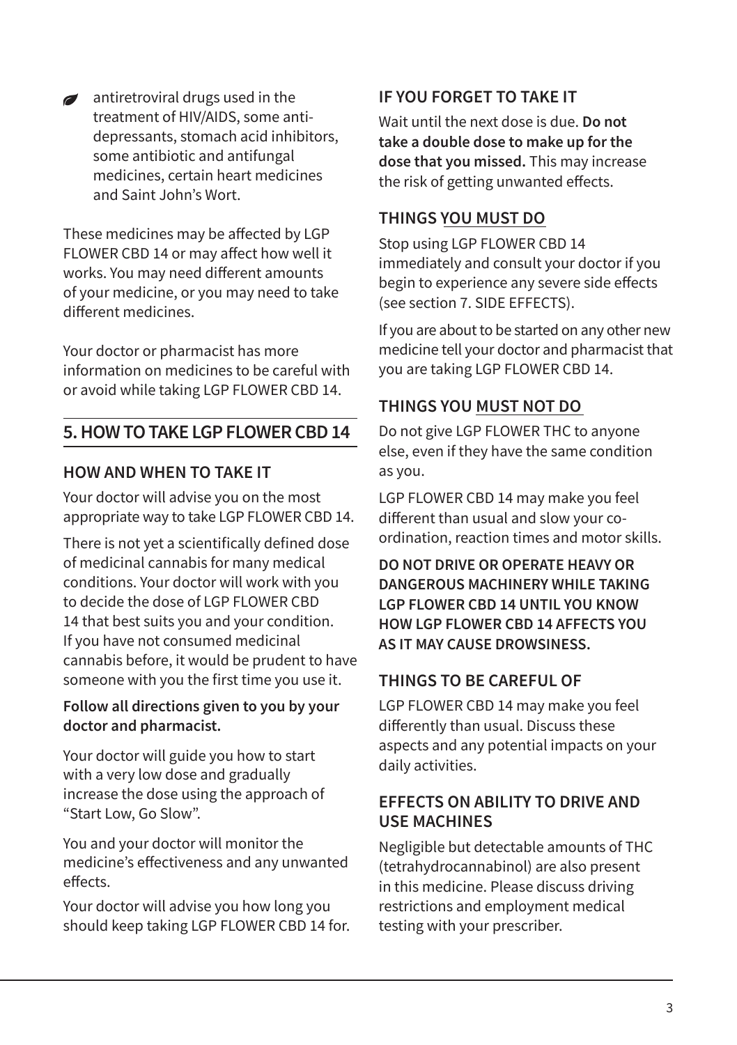- antiretroviral drugs used in the treatment of HIV/AIDS, some anti-depressants, stomach acid inhibitors, some antibiotic and antifungal medicines, certain heart medicines and Saint John's Wort.

These medicines may be affected by LGP FLOWER CBD 14 or may affect how well it works. You may need different amounts of your medicine, or you may need to take different medicines.

Your doctor or pharmacist has more information on medicines to be careful with or avoid while taking LGP FLOWER CBD 14.

## 5. HOW TO TAKE LGP FLOWER CBD 14

### HOW AND WHEN TO TAKE IT

Your doctor will advise you on the most appropriate way to take LGP FLOWER CBD 14.

There is not yet a scientifically defined dose of medicinal cannabis for many medical conditions. Your doctor will work with you to decide the dose of LGP FLOWER CBD 14 that best suits you and your condition. If you have not consumed medicinal cannabis before, it would be prudent to have someone with you the first time you use it.

**Follow all directions given to you by your doctor and pharmacist.**

Your doctor will guide you how to start with a very low dose and gradually increase the dose using the approach of "Start Low, Go Slow".

You and your doctor will monitor the medicine's effectiveness and any unwanted effects.

Your doctor will advise you how long you should keep taking LGP FLOWER CBD 14 for.

### IF YOU FORGET TO TAKE IT

Wait until the next dose is due. **Do not take a double dose to make up for the dose that you missed.** This may increase the risk of getting unwanted effects.

### THINGS YOU MUST DO

Stop using LGP FLOWER CBD 14 immediately and consult your doctor if you begin to experience any severe side effects (see section 7. SIDE EFFECTS).

If you are about to be started on any other new medicine tell your doctor and pharmacist that you are taking LGP FLOWER CBD 14.

### THINGS YOU MUST NOT DO

Do not give LGP FLOWER THC to anyone else, even if they have the same condition as you.

LGP FLOWER CBD 14 may make you feel different than usual and slow your co-ordination, reaction times and motor skills.

**DO NOT DRIVE OR OPERATE HEAVY OR DANGEROUS MACHINERY WHILE TAKING LGP FLOWER CBD 14 UNTIL YOU KNOW HOW LGP FLOWER CBD 14 AFFECTS YOU AS IT MAY CAUSE DROWSINESS.**

### THINGS TO BE CAREFUL OF

LGP FLOWER CBD 14 may make you feel differently than usual. Discuss these aspects and any potential impacts on your daily activities.

### EFFECTS ON ABILITY TO DRIVE AND USE MACHINES

Negligible but detectable amounts of THC (tetrahydrocannabinol) are also present in this medicine. Please discuss driving restrictions and employment medical testing with your prescriber.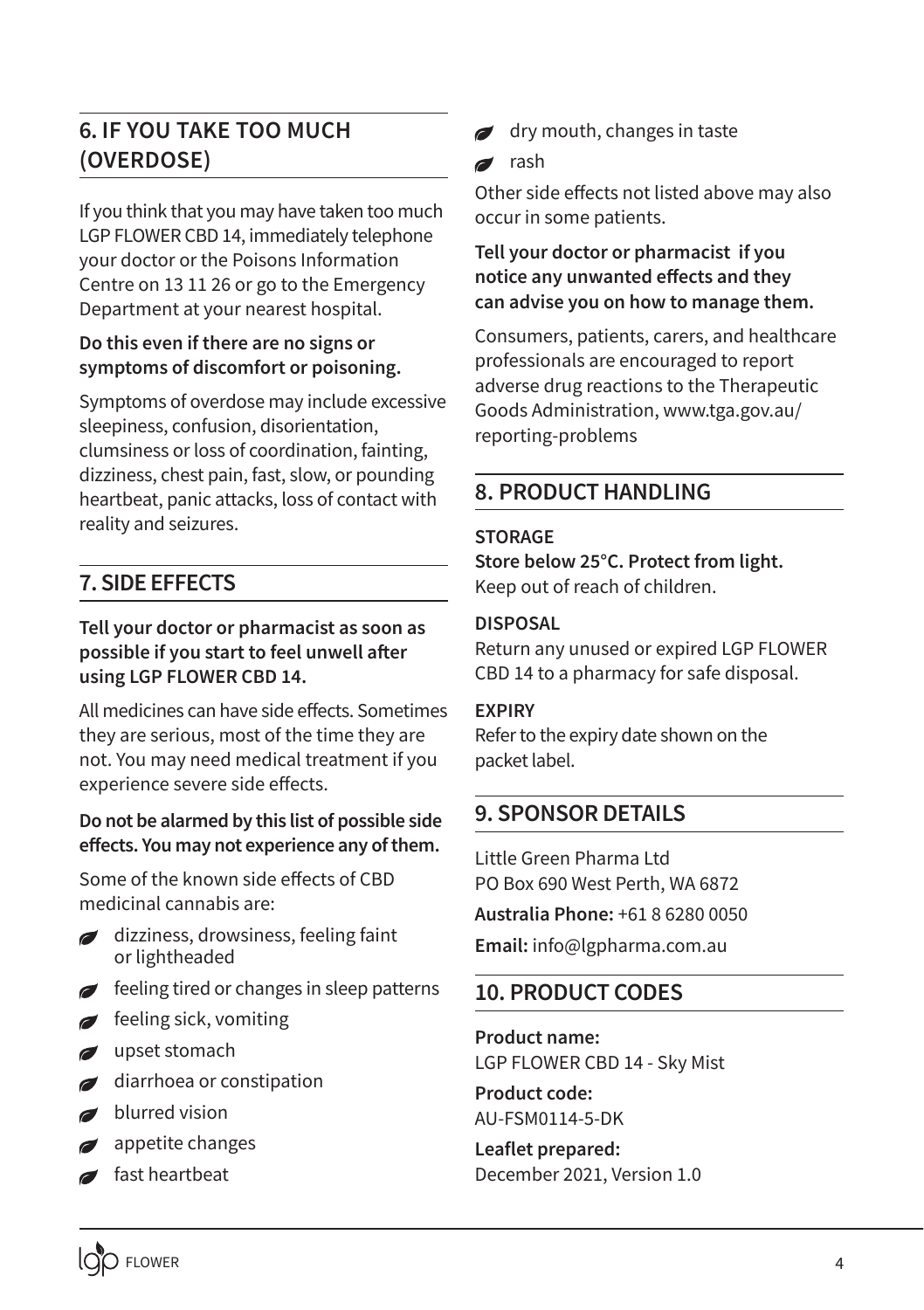## 6. IF YOU TAKE TOO MUCH (OVERDOSE)

If you think that you may have taken too much LGP FLOWER CBD 14, immediately telephone your doctor or the Poisons Information Centre on 13 11 26 or go to the Emergency Department at your nearest hospital.

**Do this even if there are no signs or symptoms of discomfort or poisoning.**

Symptoms of overdose may include excessive sleepiness, confusion, disorientation, clumsiness or loss of coordination, fainting, dizziness, chest pain, fast, slow, or pounding heartbeat, panic attacks, loss of contact with reality and seizures.

## 7. SIDE EFFECTS

**Tell your doctor or pharmacist as soon as possible if you start to feel unwell after using LGP FLOWER CBD 14.**

All medicines can have side effects. Sometimes they are serious, most of the time they are not. You may need medical treatment if you experience severe side effects.

**Do not be alarmed by this list of possible side effects. You may not experience any of them.**

Some of the known side effects of CBD medicinal cannabis are:

- dizziness, drowsiness, feeling faint or lightheaded
- feeling tired or changes in sleep patterns
- feeling sick, vomiting
- upset stomach
- diarrhoea or constipation
- blurred vision
- appetite changes
- fast heartbeat
- dry mouth, changes in taste
- rash

Other side effects not listed above may also occur in some patients.

**Tell your doctor or pharmacist if you notice any unwanted effects and they can advise you on how to manage them.**

Consumers, patients, carers, and healthcare professionals are encouraged to report adverse drug reactions to the Therapeutic Goods Administration, www.tga.gov.au/reporting-problems

## 8. PRODUCT HANDLING

**STORAGE**

**Store below 25°C. Protect from light.**
Keep out of reach of children.

**DISPOSAL**

Return any unused or expired LGP FLOWER CBD 14 to a pharmacy for safe disposal.

**EXPIRY**

Refer to the expiry date shown on the packet label.

## 9. SPONSOR DETAILS

Little Green Pharma Ltd
PO Box 690 West Perth, WA 6872

**Australia Phone:** +61 8 6280 0050

**Email:** info@lgpharma.com.au

## 10. PRODUCT CODES

**Product name:**
LGP FLOWER CBD 14 - Sky Mist

**Product code:**
AU-FSM0114-5-DK

**Leaflet prepared:**
December 2021, Version 1.0